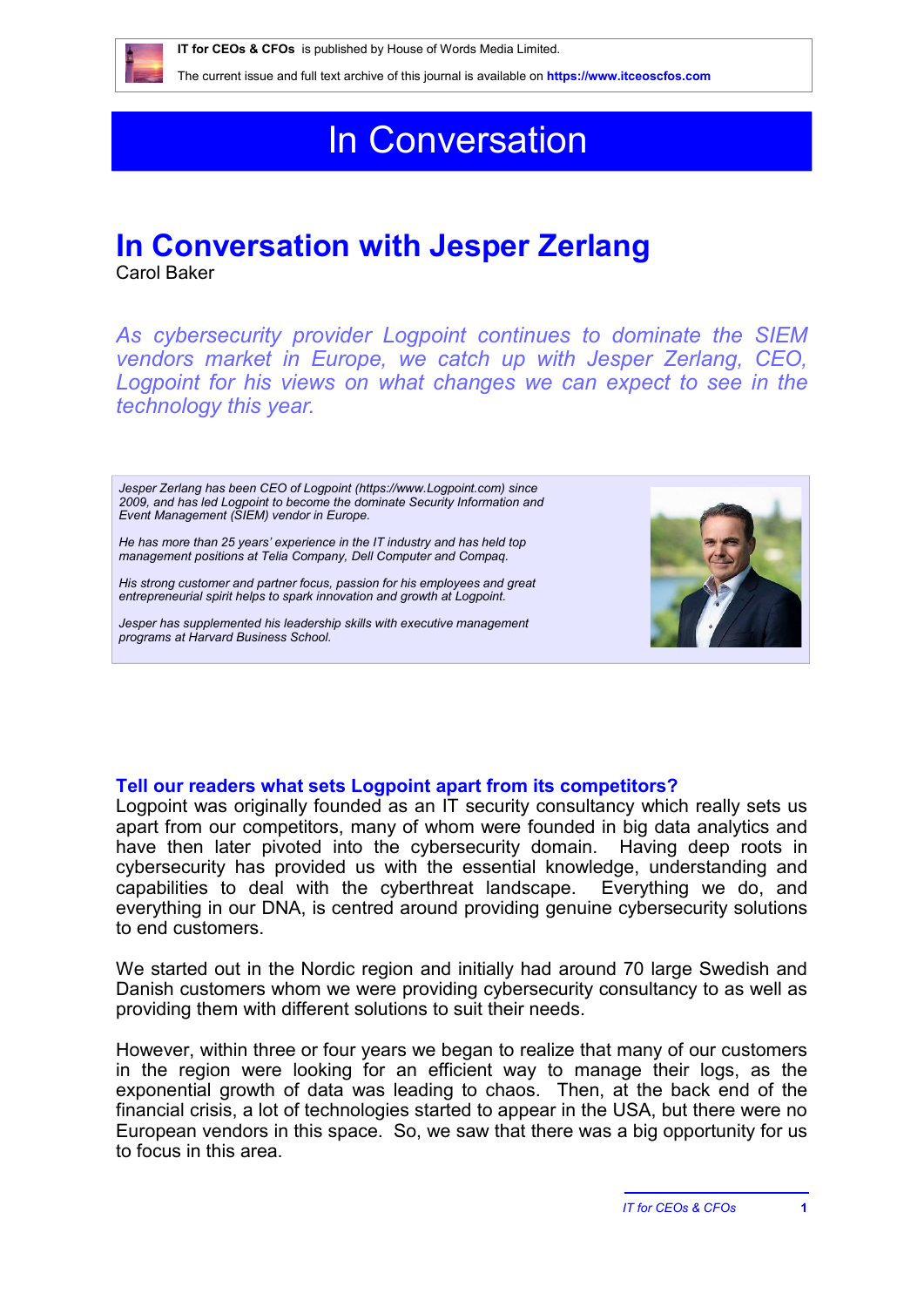**IT for CEOs & CFOs** is published by House of Words Media Limited.

The current issue and full text archive of this journal is available on **https://www.itceoscfos.com**

# In Conversation

## In Conversation with Jesper Zerlang

Carol Baker

*As cybersecurity provider Logpoint continues to dominate the SIEM vendors market in Europe, we catch up with Jesper Zerlang, CEO, Logpoint for his views on what changes we can expect to see in the technology this year.*

*Jesper Zerlang has been CEO of Logpoint (https://www.Logpoint.com) since 2009, and has led Logpoint to become the dominate Security Information and Event Management (SIEM) vendor in Europe.*

*He has more than 25 years' experience in the IT industry and has held top management positions at Telia Company, Dell Computer and Compaq.*

*His strong customer and partner focus, passion for his employees and great entrepreneurial spirit helps to spark innovation and growth at Logpoint.*

*Jesper has supplemented his leadership skills with executive management programs at Harvard Business School.*

### Tell our readers what sets Logpoint apart from its competitors?

Logpoint was originally founded as an IT security consultancy which really sets us apart from our competitors, many of whom were founded in big data analytics and have then later pivoted into the cybersecurity domain. Having deep roots in cybersecurity has provided us with the essential knowledge, understanding and capabilities to deal with the cyberthreat landscape. Everything we do, and everything in our DNA, is centred around providing genuine cybersecurity solutions to end customers.

We started out in the Nordic region and initially had around 70 large Swedish and Danish customers whom we were providing cybersecurity consultancy to as well as providing them with different solutions to suit their needs.

However, within three or four years we began to realize that many of our customers in the region were looking for an efficient way to manage their logs, as the exponential growth of data was leading to chaos. Then, at the back end of the financial crisis, a lot of technologies started to appear in the USA, but there were no European vendors in this space. So, we saw that there was a big opportunity for us to focus in this area.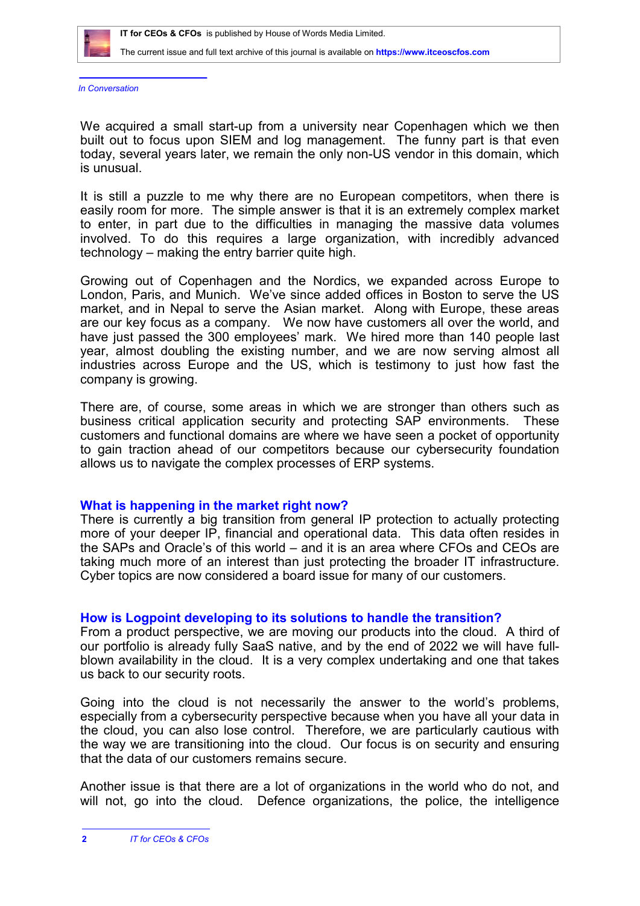*In Conversation*

We acquired a small start-up from a university near Copenhagen which we then built out to focus upon SIEM and log management. The funny part is that even today, several years later, we remain the only non-US vendor in this domain, which is unusual.

It is still a puzzle to me why there are no European competitors, when there is easily room for more. The simple answer is that it is an extremely complex market to enter, in part due to the difficulties in managing the massive data volumes involved. To do this requires a large organization, with incredibly advanced technology – making the entry barrier quite high.

Growing out of Copenhagen and the Nordics, we expanded across Europe to London, Paris, and Munich. We've since added offices in Boston to serve the US market, and in Nepal to serve the Asian market. Along with Europe, these areas are our key focus as a company. We now have customers all over the world, and have just passed the 300 employees' mark. We hired more than 140 people last year, almost doubling the existing number, and we are now serving almost all industries across Europe and the US, which is testimony to just how fast the company is growing.

There are, of course, some areas in which we are stronger than others such as business critical application security and protecting SAP environments. These customers and functional domains are where we have seen a pocket of opportunity to gain traction ahead of our competitors because our cybersecurity foundation allows us to navigate the complex processes of ERP systems.

## What is happening in the market right now?

There is currently a big transition from general IP protection to actually protecting more of your deeper IP, financial and operational data. This data often resides in the SAPs and Oracle's of this world – and it is an area where CFOs and CEOs are taking much more of an interest than just protecting the broader IT infrastructure. Cyber topics are now considered a board issue for many of our customers.

## How is Logpoint developing to its solutions to handle the transition?

From a product perspective, we are moving our products into the cloud. A third of our portfolio is already fully SaaS native, and by the end of 2022 we will have full-blown availability in the cloud. It is a very complex undertaking and one that takes us back to our security roots.

Going into the cloud is not necessarily the answer to the world's problems, especially from a cybersecurity perspective because when you have all your data in the cloud, you can also lose control. Therefore, we are particularly cautious with the way we are transitioning into the cloud. Our focus is on security and ensuring that the data of our customers remains secure.

Another issue is that there are a lot of organizations in the world who do not, and will not, go into the cloud. Defence organizations, the police, the intelligence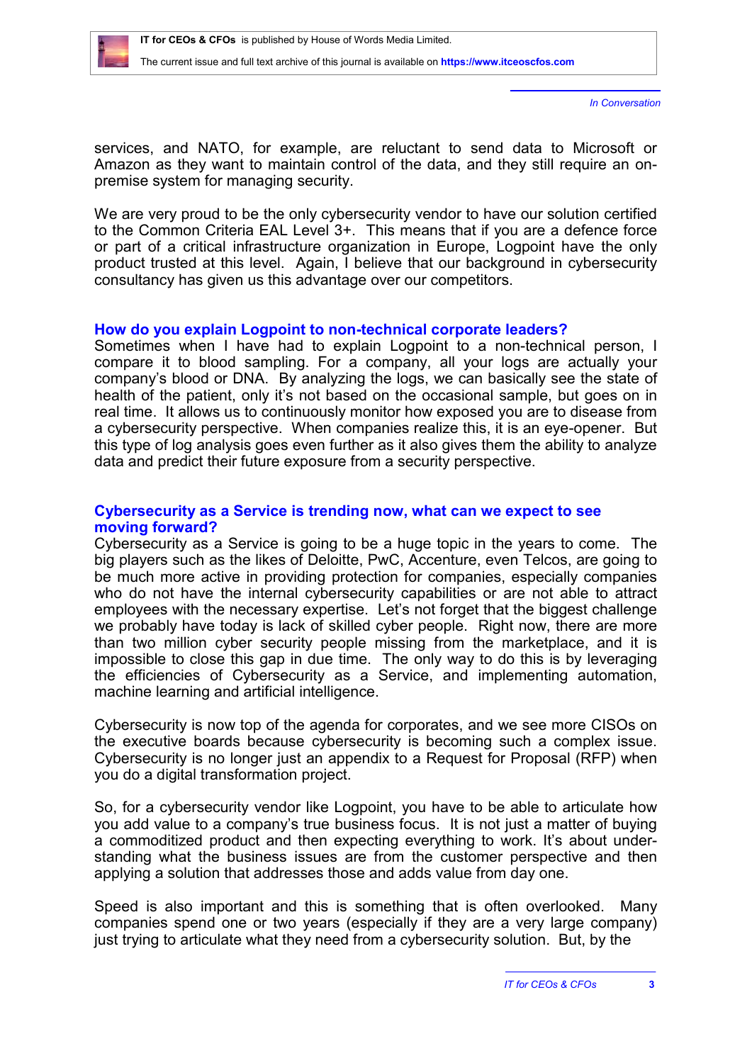services, and NATO, for example, are reluctant to send data to Microsoft or Amazon as they want to maintain control of the data, and they still require an on-premise system for managing security.

We are very proud to be the only cybersecurity vendor to have our solution certified to the Common Criteria EAL Level 3+. This means that if you are a defence force or part of a critical infrastructure organization in Europe, Logpoint have the only product trusted at this level. Again, I believe that our background in cybersecurity consultancy has given us this advantage over our competitors.

### How do you explain Logpoint to non-technical corporate leaders?

Sometimes when I have had to explain Logpoint to a non-technical person, I compare it to blood sampling. For a company, all your logs are actually your company's blood or DNA. By analyzing the logs, we can basically see the state of health of the patient, only it's not based on the occasional sample, but goes on in real time. It allows us to continuously monitor how exposed you are to disease from a cybersecurity perspective. When companies realize this, it is an eye-opener. But this type of log analysis goes even further as it also gives them the ability to analyze data and predict their future exposure from a security perspective.

### Cybersecurity as a Service is trending now, what can we expect to see moving forward?

Cybersecurity as a Service is going to be a huge topic in the years to come. The big players such as the likes of Deloitte, PwC, Accenture, even Telcos, are going to be much more active in providing protection for companies, especially companies who do not have the internal cybersecurity capabilities or are not able to attract employees with the necessary expertise. Let's not forget that the biggest challenge we probably have today is lack of skilled cyber people. Right now, there are more than two million cyber security people missing from the marketplace, and it is impossible to close this gap in due time. The only way to do this is by leveraging the efficiencies of Cybersecurity as a Service, and implementing automation, machine learning and artificial intelligence.

Cybersecurity is now top of the agenda for corporates, and we see more CISOs on the executive boards because cybersecurity is becoming such a complex issue. Cybersecurity is no longer just an appendix to a Request for Proposal (RFP) when you do a digital transformation project.

So, for a cybersecurity vendor like Logpoint, you have to be able to articulate how you add value to a company's true business focus. It is not just a matter of buying a commoditized product and then expecting everything to work. It's about under-standing what the business issues are from the customer perspective and then applying a solution that addresses those and adds value from day one.

Speed is also important and this is something that is often overlooked. Many companies spend one or two years (especially if they are a very large company) just trying to articulate what they need from a cybersecurity solution. But, by the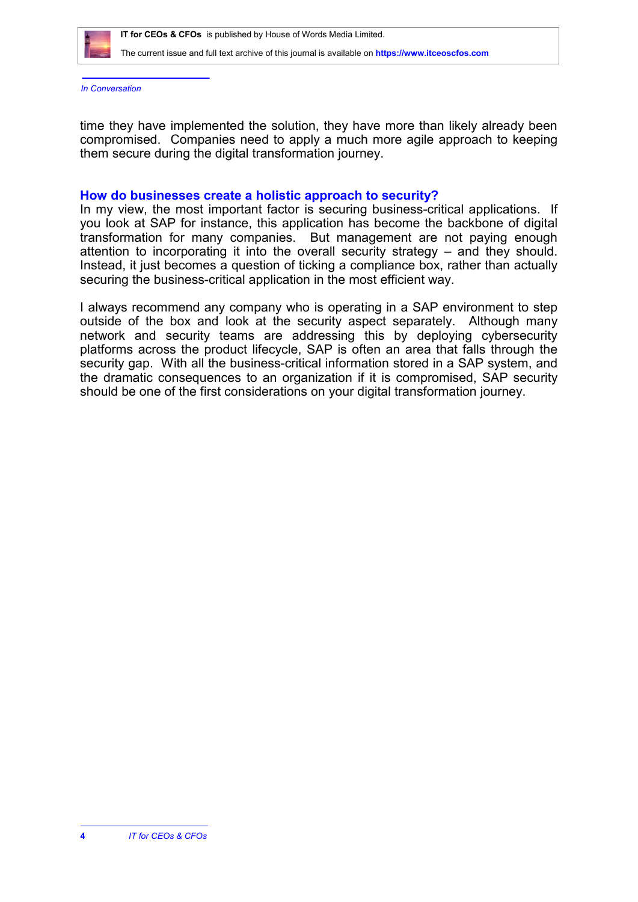time they have implemented the solution, they have more than likely already been compromised. Companies need to apply a much more agile approach to keeping them secure during the digital transformation journey.

## How do businesses create a holistic approach to security?

In my view, the most important factor is securing business-critical applications. If you look at SAP for instance, this application has become the backbone of digital transformation for many companies. But management are not paying enough attention to incorporating it into the overall security strategy – and they should. Instead, it just becomes a question of ticking a compliance box, rather than actually securing the business-critical application in the most efficient way.

I always recommend any company who is operating in a SAP environment to step outside of the box and look at the security aspect separately. Although many network and security teams are addressing this by deploying cybersecurity platforms across the product lifecycle, SAP is often an area that falls through the security gap. With all the business-critical information stored in a SAP system, and the dramatic consequences to an organization if it is compromised, SAP security should be one of the first considerations on your digital transformation journey.